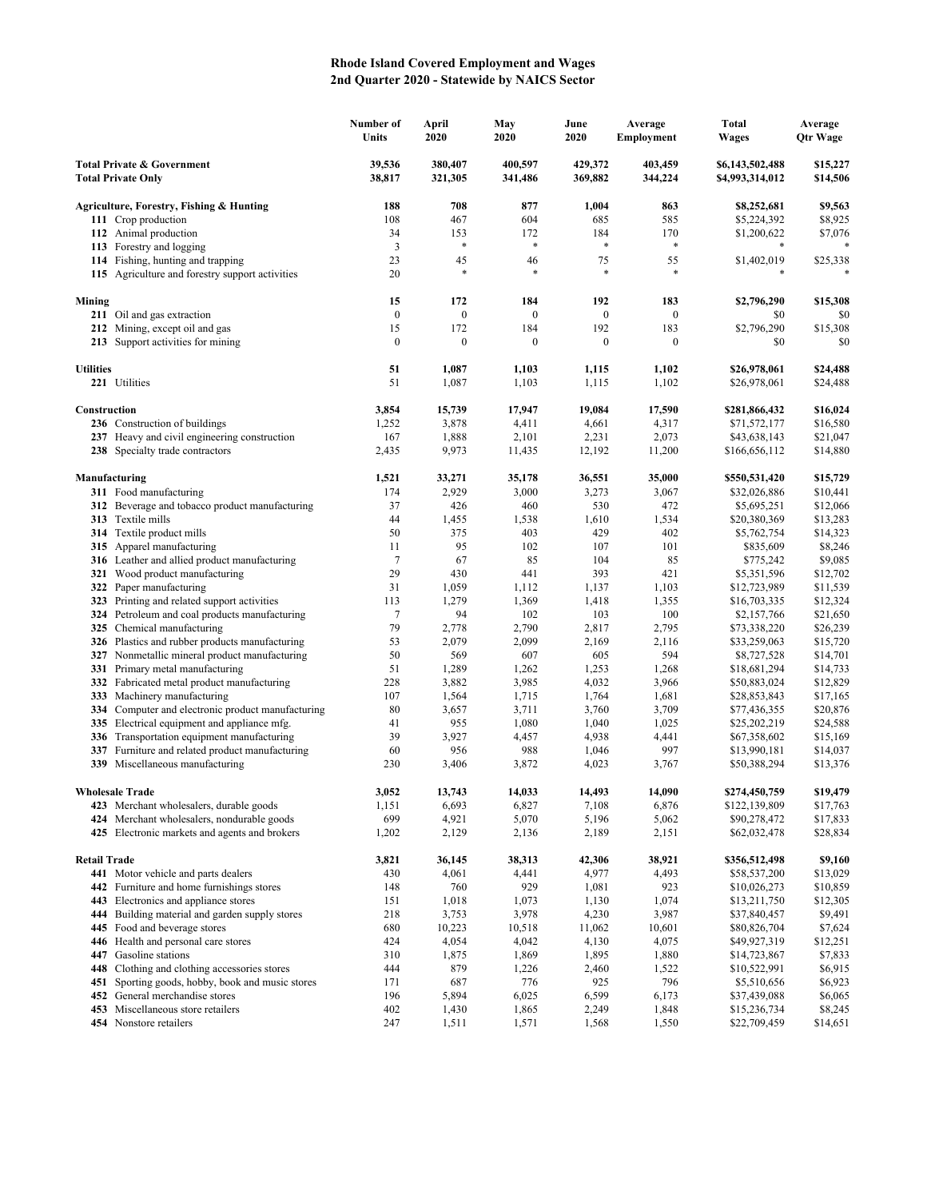# Rhode Island Covered Employment and Wages
## 2nd Quarter 2020 - Statewide by NAICS Sector

| | Number of Units | April 2020 | May 2020 | June 2020 | Average Employment | Total Wages | Average Qtr Wage |
|---|---|---|---|---|---|---|---|
| **Total Private & Government** | **39,536** | **380,407** | **400,597** | **429,372** | **403,459** | **$6,143,502,488** | **$15,227** |
| **Total Private Only** | **38,817** | **321,305** | **341,486** | **369,882** | **344,224** | **$4,993,314,012** | **$14,506** |
| **Agriculture, Forestry, Fishing & Hunting** | **188** | **708** | **877** | **1,004** | **863** | **$8,252,681** | **$9,563** |
| **111** Crop production | 108 | 467 | 604 | 685 | 585 | $5,224,392 | $8,925 |
| **112** Animal production | 34 | 153 | 172 | 184 | 170 | $1,200,622 | $7,076 |
| **113** Forestry and logging | 3 | * | * | * | * | * | * |
| **114** Fishing, hunting and trapping | 23 | 45 | 46 | 75 | 55 | $1,402,019 | $25,338 |
| **115** Agriculture and forestry support activities | 20 | * | * | * | * | * | * |
| **Mining** | **15** | **172** | **184** | **192** | **183** | **$2,796,290** | **$15,308** |
| **211** Oil and gas extraction | 0 | 0 | 0 | 0 | 0 | $0 | $0 |
| **212** Mining, except oil and gas | 15 | 172 | 184 | 192 | 183 | $2,796,290 | $15,308 |
| **213** Support activities for mining | 0 | 0 | 0 | 0 | 0 | $0 | $0 |
| **Utilities** | **51** | **1,087** | **1,103** | **1,115** | **1,102** | **$26,978,061** | **$24,488** |
| **221** Utilities | 51 | 1,087 | 1,103 | 1,115 | 1,102 | $26,978,061 | $24,488 |
| **Construction** | **3,854** | **15,739** | **17,947** | **19,084** | **17,590** | **$281,866,432** | **$16,024** |
| **236** Construction of buildings | 1,252 | 3,878 | 4,411 | 4,661 | 4,317 | $71,572,177 | $16,580 |
| **237** Heavy and civil engineering construction | 167 | 1,888 | 2,101 | 2,231 | 2,073 | $43,638,143 | $21,047 |
| **238** Specialty trade contractors | 2,435 | 9,973 | 11,435 | 12,192 | 11,200 | $166,656,112 | $14,880 |
| **Manufacturing** | **1,521** | **33,271** | **35,178** | **36,551** | **35,000** | **$550,531,420** | **$15,729** |
| **311** Food manufacturing | 174 | 2,929 | 3,000 | 3,273 | 3,067 | $32,026,886 | $10,441 |
| **312** Beverage and tobacco product manufacturing | 37 | 426 | 460 | 530 | 472 | $5,695,251 | $12,066 |
| **313** Textile mills | 44 | 1,455 | 1,538 | 1,610 | 1,534 | $20,380,369 | $13,283 |
| **314** Textile product mills | 50 | 375 | 403 | 429 | 402 | $5,762,754 | $14,323 |
| **315** Apparel manufacturing | 11 | 95 | 102 | 107 | 101 | $835,609 | $8,246 |
| **316** Leather and allied product manufacturing | 7 | 67 | 85 | 104 | 85 | $775,242 | $9,085 |
| **321** Wood product manufacturing | 29 | 430 | 441 | 393 | 421 | $5,351,596 | $12,702 |
| **322** Paper manufacturing | 31 | 1,059 | 1,112 | 1,137 | 1,103 | $12,723,989 | $11,539 |
| **323** Printing and related support activities | 113 | 1,279 | 1,369 | 1,418 | 1,355 | $16,703,335 | $12,324 |
| **324** Petroleum and coal products manufacturing | 7 | 94 | 102 | 103 | 100 | $2,157,766 | $21,650 |
| **325** Chemical manufacturing | 79 | 2,778 | 2,790 | 2,817 | 2,795 | $73,338,220 | $26,239 |
| **326** Plastics and rubber products manufacturing | 53 | 2,079 | 2,099 | 2,169 | 2,116 | $33,259,063 | $15,720 |
| **327** Nonmetallic mineral product manufacturing | 50 | 569 | 607 | 605 | 594 | $8,727,528 | $14,701 |
| **331** Primary metal manufacturing | 51 | 1,289 | 1,262 | 1,253 | 1,268 | $18,681,294 | $14,733 |
| **332** Fabricated metal product manufacturing | 228 | 3,882 | 3,985 | 4,032 | 3,966 | $50,883,024 | $12,829 |
| **333** Machinery manufacturing | 107 | 1,564 | 1,715 | 1,764 | 1,681 | $28,853,843 | $17,165 |
| **334** Computer and electronic product manufacturing | 80 | 3,657 | 3,711 | 3,760 | 3,709 | $77,436,355 | $20,876 |
| **335** Electrical equipment and appliance mfg. | 41 | 955 | 1,080 | 1,040 | 1,025 | $25,202,219 | $24,588 |
| **336** Transportation equipment manufacturing | 39 | 3,927 | 4,457 | 4,938 | 4,441 | $67,358,602 | $15,169 |
| **337** Furniture and related product manufacturing | 60 | 956 | 988 | 1,046 | 997 | $13,990,181 | $14,037 |
| **339** Miscellaneous manufacturing | 230 | 3,406 | 3,872 | 4,023 | 3,767 | $50,388,294 | $13,376 |
| **Wholesale Trade** | **3,052** | **13,743** | **14,033** | **14,493** | **14,090** | **$274,450,759** | **$19,479** |
| **423** Merchant wholesalers, durable goods | 1,151 | 6,693 | 6,827 | 7,108 | 6,876 | $122,139,809 | $17,763 |
| **424** Merchant wholesalers, nondurable goods | 699 | 4,921 | 5,070 | 5,196 | 5,062 | $90,278,472 | $17,833 |
| **425** Electronic markets and agents and brokers | 1,202 | 2,129 | 2,136 | 2,189 | 2,151 | $62,032,478 | $28,834 |
| **Retail Trade** | **3,821** | **36,145** | **38,313** | **42,306** | **38,921** | **$356,512,498** | **$9,160** |
| **441** Motor vehicle and parts dealers | 430 | 4,061 | 4,441 | 4,977 | 4,493 | $58,537,200 | $13,029 |
| **442** Furniture and home furnishings stores | 148 | 760 | 929 | 1,081 | 923 | $10,026,273 | $10,859 |
| **443** Electronics and appliance stores | 151 | 1,018 | 1,073 | 1,130 | 1,074 | $13,211,750 | $12,305 |
| **444** Building material and garden supply stores | 218 | 3,753 | 3,978 | 4,230 | 3,987 | $37,840,457 | $9,491 |
| **445** Food and beverage stores | 680 | 10,223 | 10,518 | 11,062 | 10,601 | $80,826,704 | $7,624 |
| **446** Health and personal care stores | 424 | 4,054 | 4,042 | 4,130 | 4,075 | $49,927,319 | $12,251 |
| **447** Gasoline stations | 310 | 1,875 | 1,869 | 1,895 | 1,880 | $14,723,867 | $7,833 |
| **448** Clothing and clothing accessories stores | 444 | 879 | 1,226 | 2,460 | 1,522 | $10,522,991 | $6,915 |
| **451** Sporting goods, hobby, book and music stores | 171 | 687 | 776 | 925 | 796 | $5,510,656 | $6,923 |
| **452** General merchandise stores | 196 | 5,894 | 6,025 | 6,599 | 6,173 | $37,439,088 | $6,065 |
| **453** Miscellaneous store retailers | 402 | 1,430 | 1,865 | 2,249 | 1,848 | $15,236,734 | $8,245 |
| **454** Nonstore retailers | 247 | 1,511 | 1,571 | 1,568 | 1,550 | $22,709,459 | $14,651 |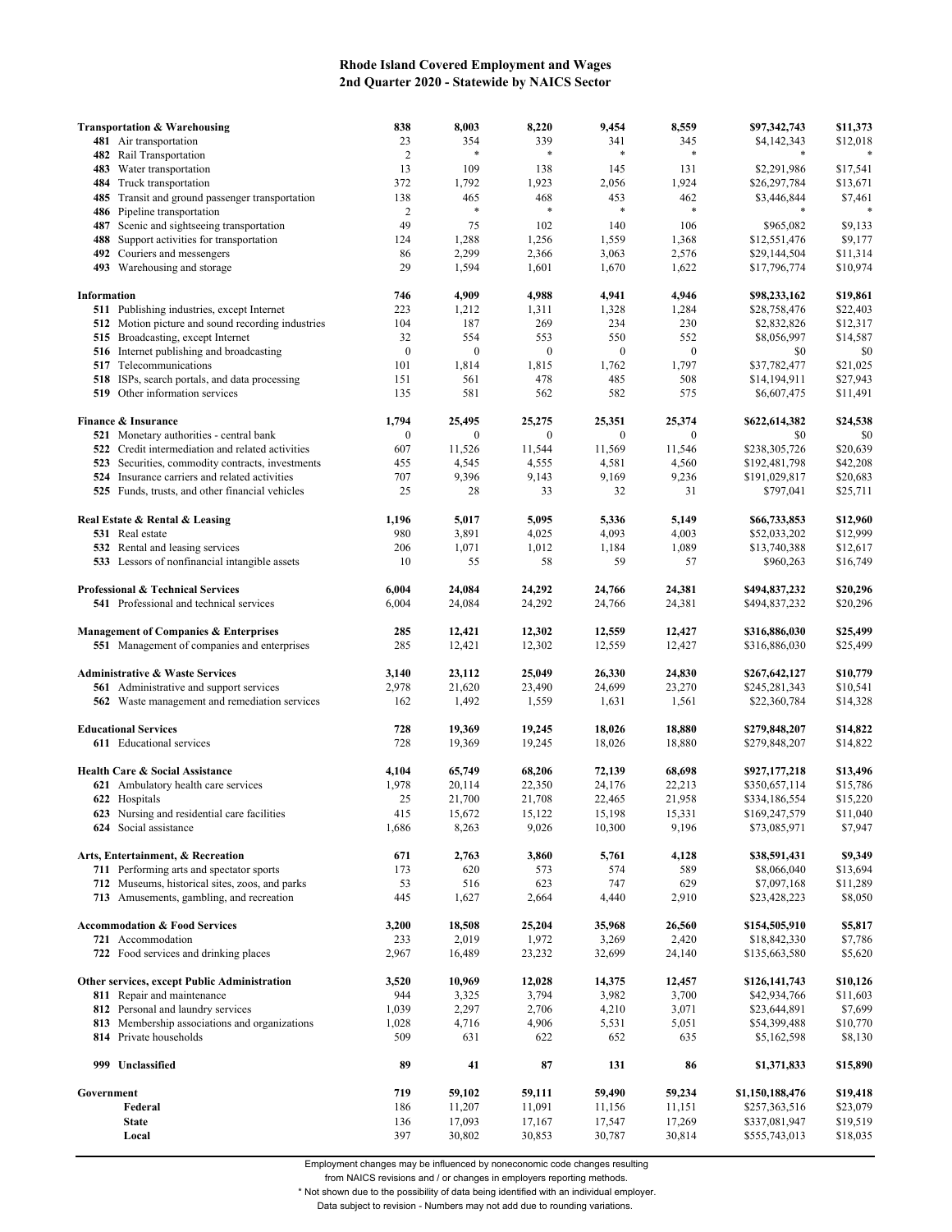# Rhode Island Covered Employment and Wages
## 2nd Quarter 2020 - Statewide by NAICS Sector

| | | | | | | | |
|---|---|---|---|---|---|---|---|
| **Transportation & Warehousing** | **838** | **8,003** | **8,220** | **9,454** | **8,559** | **$97,342,743** | **$11,373** |
| **481** Air transportation | 23 | 354 | 339 | 341 | 345 | $4,142,343 | $12,018 |
| **482** Rail Transportation | 2 | * | * | * | * | * | * |
| **483** Water transportation | 13 | 109 | 138 | 145 | 131 | $2,291,986 | $17,541 |
| **484** Truck transportation | 372 | 1,792 | 1,923 | 2,056 | 1,924 | $26,297,784 | $13,671 |
| **485** Transit and ground passenger transportation | 138 | 465 | 468 | 453 | 462 | $3,446,844 | $7,461 |
| **486** Pipeline transportation | 2 | * | * | * | * | * | * |
| **487** Scenic and sightseeing transportation | 49 | 75 | 102 | 140 | 106 | $965,082 | $9,133 |
| **488** Support activities for transportation | 124 | 1,288 | 1,256 | 1,559 | 1,368 | $12,551,476 | $9,177 |
| **492** Couriers and messengers | 86 | 2,299 | 2,366 | 3,063 | 2,576 | $29,144,504 | $11,314 |
| **493** Warehousing and storage | 29 | 1,594 | 1,601 | 1,670 | 1,622 | $17,796,774 | $10,974 |
| **Information** | **746** | **4,909** | **4,988** | **4,941** | **4,946** | **$98,233,162** | **$19,861** |
| **511** Publishing industries, except Internet | 223 | 1,212 | 1,311 | 1,328 | 1,284 | $28,758,476 | $22,403 |
| **512** Motion picture and sound recording industries | 104 | 187 | 269 | 234 | 230 | $2,832,826 | $12,317 |
| **515** Broadcasting, except Internet | 32 | 554 | 553 | 550 | 552 | $8,056,997 | $14,587 |
| **516** Internet publishing and broadcasting | 0 | 0 | 0 | 0 | 0 | $0 | $0 |
| **517** Telecommunications | 101 | 1,814 | 1,815 | 1,762 | 1,797 | $37,782,477 | $21,025 |
| **518** ISPs, search portals, and data processing | 151 | 561 | 478 | 485 | 508 | $14,194,911 | $27,943 |
| **519** Other information services | 135 | 581 | 562 | 582 | 575 | $6,607,475 | $11,491 |
| **Finance & Insurance** | **1,794** | **25,495** | **25,275** | **25,351** | **25,374** | **$622,614,382** | **$24,538** |
| **521** Monetary authorities - central bank | 0 | 0 | 0 | 0 | 0 | $0 | $0 |
| **522** Credit intermediation and related activities | 607 | 11,526 | 11,544 | 11,569 | 11,546 | $238,305,726 | $20,639 |
| **523** Securities, commodity contracts, investments | 455 | 4,545 | 4,555 | 4,581 | 4,560 | $192,481,798 | $42,208 |
| **524** Insurance carriers and related activities | 707 | 9,396 | 9,143 | 9,169 | 9,236 | $191,029,817 | $20,683 |
| **525** Funds, trusts, and other financial vehicles | 25 | 28 | 33 | 32 | 31 | $797,041 | $25,711 |
| **Real Estate & Rental & Leasing** | **1,196** | **5,017** | **5,095** | **5,336** | **5,149** | **$66,733,853** | **$12,960** |
| **531** Real estate | 980 | 3,891 | 4,025 | 4,093 | 4,003 | $52,033,202 | $12,999 |
| **532** Rental and leasing services | 206 | 1,071 | 1,012 | 1,184 | 1,089 | $13,740,388 | $12,617 |
| **533** Lessors of nonfinancial intangible assets | 10 | 55 | 58 | 59 | 57 | $960,263 | $16,749 |
| **Professional & Technical Services** | **6,004** | **24,084** | **24,292** | **24,766** | **24,381** | **$494,837,232** | **$20,296** |
| **541** Professional and technical services | 6,004 | 24,084 | 24,292 | 24,766 | 24,381 | $494,837,232 | $20,296 |
| **Management of Companies & Enterprises** | **285** | **12,421** | **12,302** | **12,559** | **12,427** | **$316,886,030** | **$25,499** |
| **551** Management of companies and enterprises | 285 | 12,421 | 12,302 | 12,559 | 12,427 | $316,886,030 | $25,499 |
| **Administrative & Waste Services** | **3,140** | **23,112** | **25,049** | **26,330** | **24,830** | **$267,642,127** | **$10,779** |
| **561** Administrative and support services | 2,978 | 21,620 | 23,490 | 24,699 | 23,270 | $245,281,343 | $10,541 |
| **562** Waste management and remediation services | 162 | 1,492 | 1,559 | 1,631 | 1,561 | $22,360,784 | $14,328 |
| **Educational Services** | **728** | **19,369** | **19,245** | **18,026** | **18,880** | **$279,848,207** | **$14,822** |
| **611** Educational services | 728 | 19,369 | 19,245 | 18,026 | 18,880 | $279,848,207 | $14,822 |
| **Health Care & Social Assistance** | **4,104** | **65,749** | **68,206** | **72,139** | **68,698** | **$927,177,218** | **$13,496** |
| **621** Ambulatory health care services | 1,978 | 20,114 | 22,350 | 24,176 | 22,213 | $350,657,114 | $15,786 |
| **622** Hospitals | 25 | 21,700 | 21,708 | 22,465 | 21,958 | $334,186,554 | $15,220 |
| **623** Nursing and residential care facilities | 415 | 15,672 | 15,122 | 15,198 | 15,331 | $169,247,579 | $11,040 |
| **624** Social assistance | 1,686 | 8,263 | 9,026 | 10,300 | 9,196 | $73,085,971 | $7,947 |
| **Arts, Entertainment, & Recreation** | **671** | **2,763** | **3,860** | **5,761** | **4,128** | **$38,591,431** | **$9,349** |
| **711** Performing arts and spectator sports | 173 | 620 | 573 | 574 | 589 | $8,066,040 | $13,694 |
| **712** Museums, historical sites, zoos, and parks | 53 | 516 | 623 | 747 | 629 | $7,097,168 | $11,289 |
| **713** Amusements, gambling, and recreation | 445 | 1,627 | 2,664 | 4,440 | 2,910 | $23,428,223 | $8,050 |
| **Accommodation & Food Services** | **3,200** | **18,508** | **25,204** | **35,968** | **26,560** | **$154,505,910** | **$5,817** |
| **721** Accommodation | 233 | 2,019 | 1,972 | 3,269 | 2,420 | $18,842,330 | $7,786 |
| **722** Food services and drinking places | 2,967 | 16,489 | 23,232 | 32,699 | 24,140 | $135,663,580 | $5,620 |
| **Other services, except Public Administration** | **3,520** | **10,969** | **12,028** | **14,375** | **12,457** | **$126,141,743** | **$10,126** |
| **811** Repair and maintenance | 944 | 3,325 | 3,794 | 3,982 | 3,700 | $42,934,766 | $11,603 |
| **812** Personal and laundry services | 1,039 | 2,297 | 2,706 | 4,210 | 3,071 | $23,644,891 | $7,699 |
| **813** Membership associations and organizations | 1,028 | 4,716 | 4,906 | 5,531 | 5,051 | $54,399,488 | $10,770 |
| **814** Private households | 509 | 631 | 622 | 652 | 635 | $5,162,598 | $8,130 |
| **999 Unclassified** | **89** | **41** | **87** | **131** | **86** | **$1,371,833** | **$15,890** |
| **Government** | **719** | **59,102** | **59,111** | **59,490** | **59,234** | **$1,150,188,476** | **$19,418** |
| **Federal** | 186 | 11,207 | 11,091 | 11,156 | 11,151 | $257,363,516 | $23,079 |
| **State** | 136 | 17,093 | 17,167 | 17,547 | 17,269 | $337,081,947 | $19,519 |
| **Local** | 397 | 30,802 | 30,853 | 30,787 | 30,814 | $555,743,013 | $18,035 |

Employment changes may be influenced by noneconomic code changes resulting from NAICS revisions and / or changes in employers reporting methods.

* Not shown due to the possibility of data being identified with an individual employer.

Data subject to revision - Numbers may not add due to rounding variations.